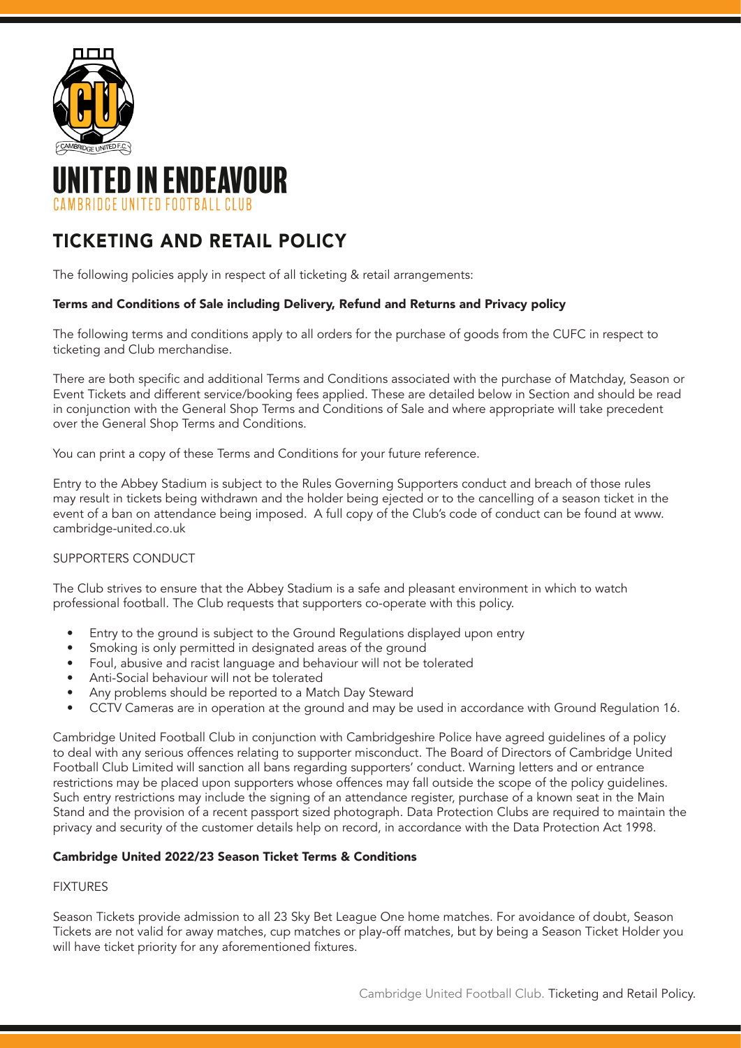# UNITED IN ENDEAVOUR

CAMBRIDGE UNITED FOOTBALL CLUB

## TICKETING AND RETAIL POLICY

The following policies apply in respect of all ticketing & retail arrangements:

**Terms and Conditions of Sale including Delivery, Refund and Returns and Privacy policy**

The following terms and conditions apply to all orders for the purchase of goods from the CUFC in respect to ticketing and Club merchandise.

There are both specific and additional Terms and Conditions associated with the purchase of Matchday, Season or Event Tickets and different service/booking fees applied. These are detailed below in Section and should be read in conjunction with the General Shop Terms and Conditions of Sale and where appropriate will take precedent over the General Shop Terms and Conditions.

You can print a copy of these Terms and Conditions for your future reference.

Entry to the Abbey Stadium is subject to the Rules Governing Supporters conduct and breach of those rules may result in tickets being withdrawn and the holder being ejected or to the cancelling of a season ticket in the event of a ban on attendance being imposed. A full copy of the Club's code of conduct can be found at www.cambridge-united.co.uk

SUPPORTERS CONDUCT

The Club strives to ensure that the Abbey Stadium is a safe and pleasant environment in which to watch professional football. The Club requests that supporters co-operate with this policy.

- Entry to the ground is subject to the Ground Regulations displayed upon entry
- Smoking is only permitted in designated areas of the ground
- Foul, abusive and racist language and behaviour will not be tolerated
- Anti-Social behaviour will not be tolerated
- Any problems should be reported to a Match Day Steward
- CCTV Cameras are in operation at the ground and may be used in accordance with Ground Regulation 16.

Cambridge United Football Club in conjunction with Cambridgeshire Police have agreed guidelines of a policy to deal with any serious offences relating to supporter misconduct. The Board of Directors of Cambridge United Football Club Limited will sanction all bans regarding supporters' conduct. Warning letters and or entrance restrictions may be placed upon supporters whose offences may fall outside the scope of the policy guidelines. Such entry restrictions may include the signing of an attendance register, purchase of a known seat in the Main Stand and the provision of a recent passport sized photograph. Data Protection Clubs are required to maintain the privacy and security of the customer details help on record, in accordance with the Data Protection Act 1998.

**Cambridge United 2022/23 Season Ticket Terms & Conditions**

FIXTURES

Season Tickets provide admission to all 23 Sky Bet League One home matches. For avoidance of doubt, Season Tickets are not valid for away matches, cup matches or play-off matches, but by being a Season Ticket Holder you will have ticket priority for any aforementioned fixtures.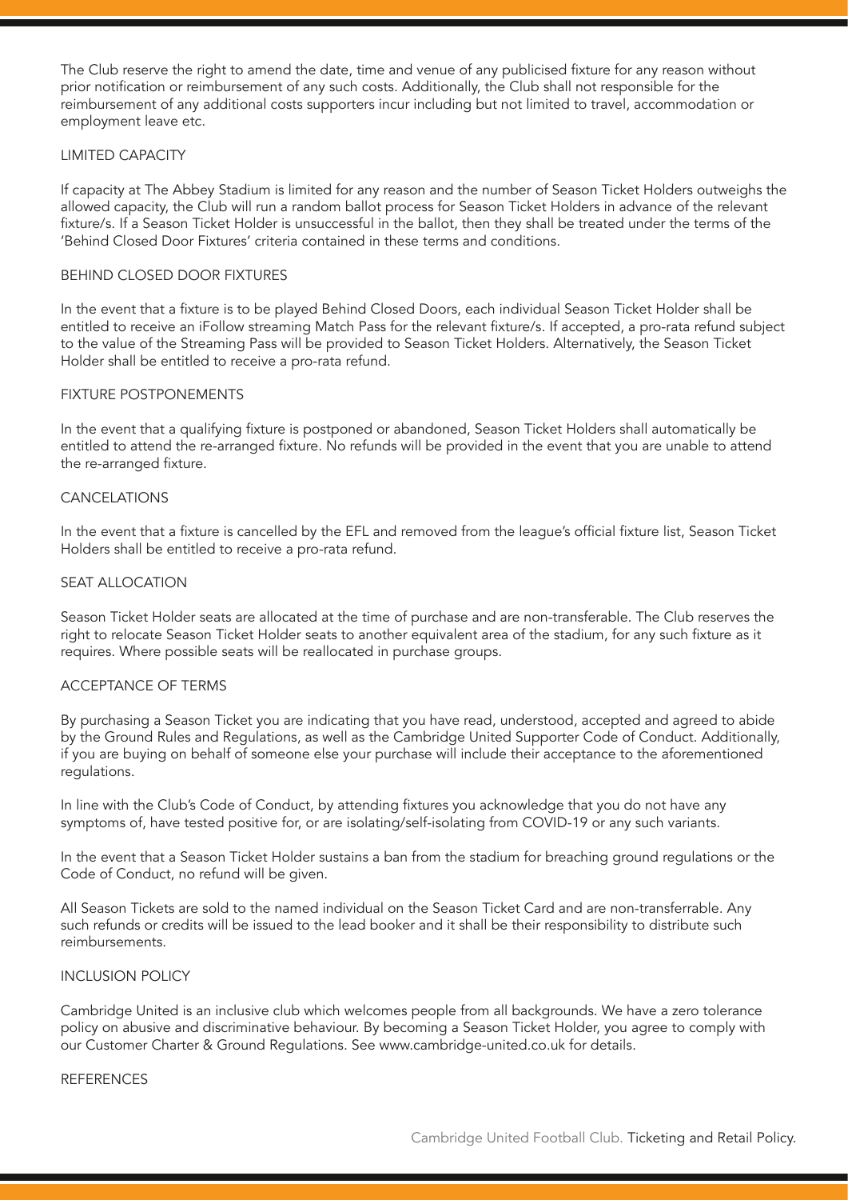The Club reserve the right to amend the date, time and venue of any publicised fixture for any reason without prior notification or reimbursement of any such costs. Additionally, the Club shall not responsible for the reimbursement of any additional costs supporters incur including but not limited to travel, accommodation or employment leave etc.

## LIMITED CAPACITY

If capacity at The Abbey Stadium is limited for any reason and the number of Season Ticket Holders outweighs the allowed capacity, the Club will run a random ballot process for Season Ticket Holders in advance of the relevant fixture/s. If a Season Ticket Holder is unsuccessful in the ballot, then they shall be treated under the terms of the 'Behind Closed Door Fixtures' criteria contained in these terms and conditions.

## BEHIND CLOSED DOOR FIXTURES

In the event that a fixture is to be played Behind Closed Doors, each individual Season Ticket Holder shall be entitled to receive an iFollow streaming Match Pass for the relevant fixture/s. If accepted, a pro-rata refund subject to the value of the Streaming Pass will be provided to Season Ticket Holders. Alternatively, the Season Ticket Holder shall be entitled to receive a pro-rata refund.

## FIXTURE POSTPONEMENTS

In the event that a qualifying fixture is postponed or abandoned, Season Ticket Holders shall automatically be entitled to attend the re-arranged fixture. No refunds will be provided in the event that you are unable to attend the re-arranged fixture.

## CANCELATIONS

In the event that a fixture is cancelled by the EFL and removed from the league's official fixture list, Season Ticket Holders shall be entitled to receive a pro-rata refund.

## SEAT ALLOCATION

Season Ticket Holder seats are allocated at the time of purchase and are non-transferable. The Club reserves the right to relocate Season Ticket Holder seats to another equivalent area of the stadium, for any such fixture as it requires. Where possible seats will be reallocated in purchase groups.

## ACCEPTANCE OF TERMS

By purchasing a Season Ticket you are indicating that you have read, understood, accepted and agreed to abide by the Ground Rules and Regulations, as well as the Cambridge United Supporter Code of Conduct. Additionally, if you are buying on behalf of someone else your purchase will include their acceptance to the aforementioned regulations.

In line with the Club's Code of Conduct, by attending fixtures you acknowledge that you do not have any symptoms of, have tested positive for, or are isolating/self-isolating from COVID-19 or any such variants.

In the event that a Season Ticket Holder sustains a ban from the stadium for breaching ground regulations or the Code of Conduct, no refund will be given.

All Season Tickets are sold to the named individual on the Season Ticket Card and are non-transferrable. Any such refunds or credits will be issued to the lead booker and it shall be their responsibility to distribute such reimbursements.

## INCLUSION POLICY

Cambridge United is an inclusive club which welcomes people from all backgrounds. We have a zero tolerance policy on abusive and discriminative behaviour. By becoming a Season Ticket Holder, you agree to comply with our Customer Charter & Ground Regulations. See www.cambridge-united.co.uk for details.

## REFERENCES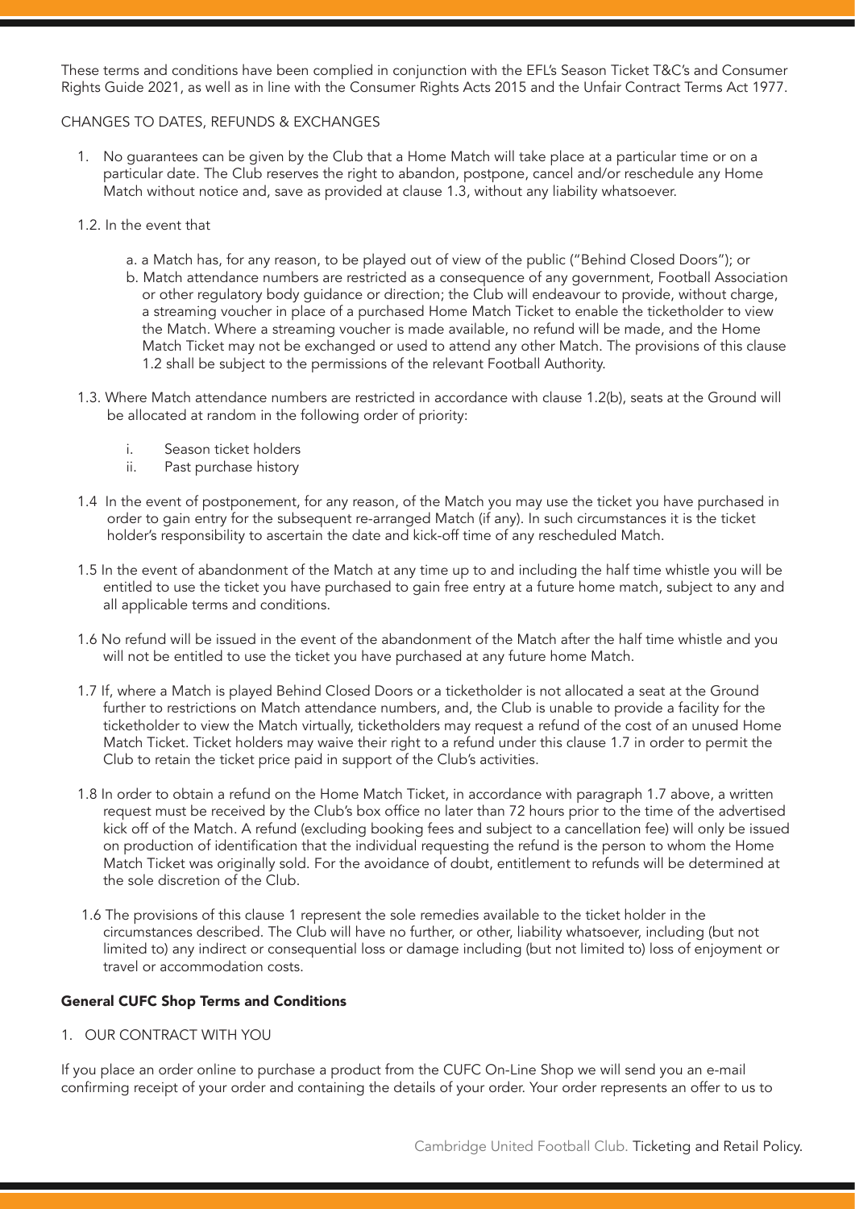These terms and conditions have been complied in conjunction with the EFL's Season Ticket T&C's and Consumer Rights Guide 2021, as well as in line with the Consumer Rights Acts 2015 and the Unfair Contract Terms Act 1977.

CHANGES TO DATES, REFUNDS & EXCHANGES

1. No guarantees can be given by the Club that a Home Match will take place at a particular time or on a particular date. The Club reserves the right to abandon, postpone, cancel and/or reschedule any Home Match without notice and, save as provided at clause 1.3, without any liability whatsoever.

1.2. In the event that

  a. a Match has, for any reason, to be played out of view of the public ("Behind Closed Doors"); or
  b. Match attendance numbers are restricted as a consequence of any government, Football Association or other regulatory body guidance or direction; the Club will endeavour to provide, without charge, a streaming voucher in place of a purchased Home Match Ticket to enable the ticketholder to view the Match. Where a streaming voucher is made available, no refund will be made, and the Home Match Ticket may not be exchanged or used to attend any other Match. The provisions of this clause 1.2 shall be subject to the permissions of the relevant Football Authority.

1.3. Where Match attendance numbers are restricted in accordance with clause 1.2(b), seats at the Ground will be allocated at random in the following order of priority:

  i. Season ticket holders
  ii. Past purchase history

1.4 In the event of postponement, for any reason, of the Match you may use the ticket you have purchased in order to gain entry for the subsequent re-arranged Match (if any). In such circumstances it is the ticket holder's responsibility to ascertain the date and kick-off time of any rescheduled Match.

1.5 In the event of abandonment of the Match at any time up to and including the half time whistle you will be entitled to use the ticket you have purchased to gain free entry at a future home match, subject to any and all applicable terms and conditions.

1.6 No refund will be issued in the event of the abandonment of the Match after the half time whistle and you will not be entitled to use the ticket you have purchased at any future home Match.

1.7 If, where a Match is played Behind Closed Doors or a ticketholder is not allocated a seat at the Ground further to restrictions on Match attendance numbers, and, the Club is unable to provide a facility for the ticketholder to view the Match virtually, ticketholders may request a refund of the cost of an unused Home Match Ticket. Ticket holders may waive their right to a refund under this clause 1.7 in order to permit the Club to retain the ticket price paid in support of the Club's activities.

1.8 In order to obtain a refund on the Home Match Ticket, in accordance with paragraph 1.7 above, a written request must be received by the Club's box office no later than 72 hours prior to the time of the advertised kick off of the Match. A refund (excluding booking fees and subject to a cancellation fee) will only be issued on production of identification that the individual requesting the refund is the person to whom the Home Match Ticket was originally sold. For the avoidance of doubt, entitlement to refunds will be determined at the sole discretion of the Club.

1.6 The provisions of this clause 1 represent the sole remedies available to the ticket holder in the circumstances described. The Club will have no further, or other, liability whatsoever, including (but not limited to) any indirect or consequential loss or damage including (but not limited to) loss of enjoyment or travel or accommodation costs.

**General CUFC Shop Terms and Conditions**

1. OUR CONTRACT WITH YOU

If you place an order online to purchase a product from the CUFC On-Line Shop we will send you an e-mail confirming receipt of your order and containing the details of your order. Your order represents an offer to us to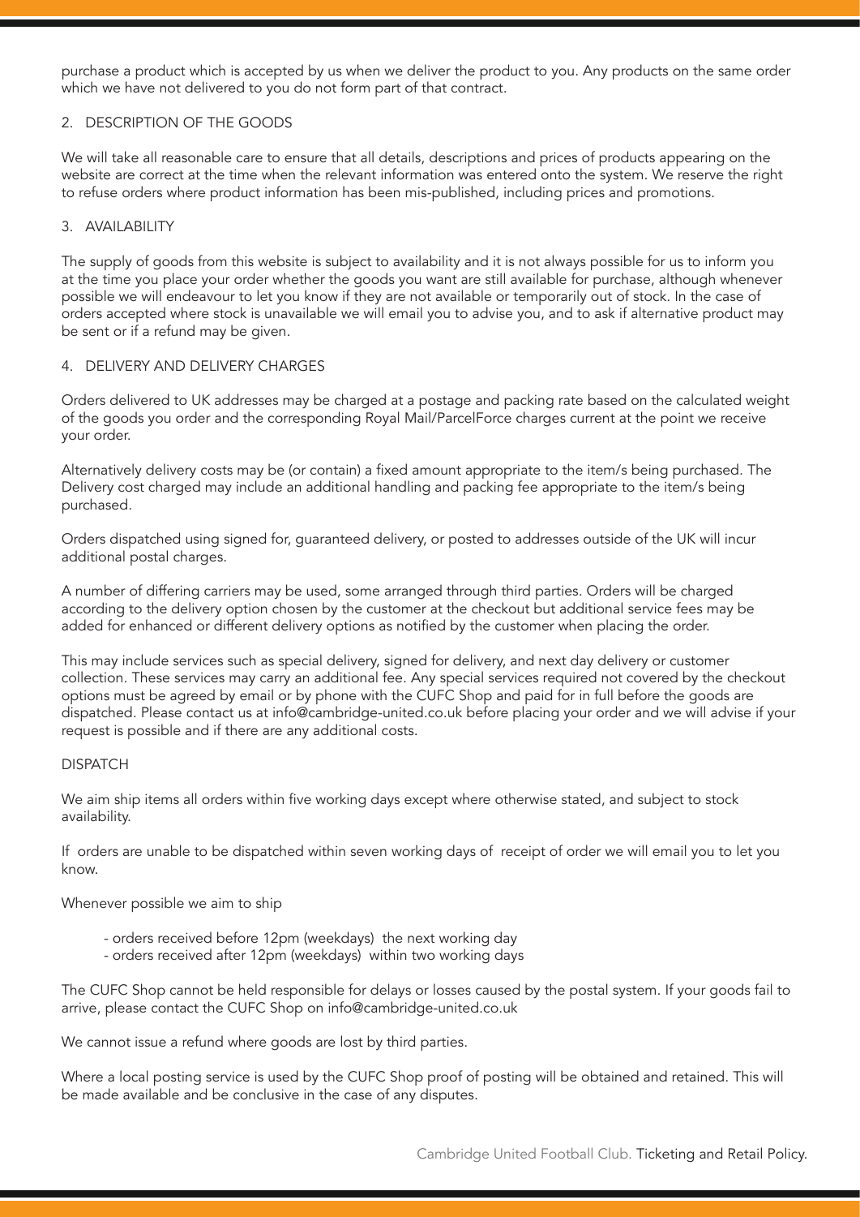purchase a product which is accepted by us when we deliver the product to you. Any products on the same order which we have not delivered to you do not form part of that contract.

## 2. DESCRIPTION OF THE GOODS

We will take all reasonable care to ensure that all details, descriptions and prices of products appearing on the website are correct at the time when the relevant information was entered onto the system. We reserve the right to refuse orders where product information has been mis-published, including prices and promotions.

## 3. AVAILABILITY

The supply of goods from this website is subject to availability and it is not always possible for us to inform you at the time you place your order whether the goods you want are still available for purchase, although whenever possible we will endeavour to let you know if they are not available or temporarily out of stock. In the case of orders accepted where stock is unavailable we will email you to advise you, and to ask if alternative product may be sent or if a refund may be given.

## 4. DELIVERY AND DELIVERY CHARGES

Orders delivered to UK addresses may be charged at a postage and packing rate based on the calculated weight of the goods you order and the corresponding Royal Mail/ParcelForce charges current at the point we receive your order.

Alternatively delivery costs may be (or contain) a fixed amount appropriate to the item/s being purchased. The Delivery cost charged may include an additional handling and packing fee appropriate to the item/s being purchased.

Orders dispatched using signed for, guaranteed delivery, or posted to addresses outside of the UK will incur additional postal charges.

A number of differing carriers may be used, some arranged through third parties. Orders will be charged according to the delivery option chosen by the customer at the checkout but additional service fees may be added for enhanced or different delivery options as notified by the customer when placing the order.

This may include services such as special delivery, signed for delivery, and next day delivery or customer collection. These services may carry an additional fee. Any special services required not covered by the checkout options must be agreed by email or by phone with the CUFC Shop and paid for in full before the goods are dispatched. Please contact us at info@cambridge-united.co.uk before placing your order and we will advise if your request is possible and if there are any additional costs.

### DISPATCH

We aim ship items all orders within five working days except where otherwise stated, and subject to stock availability.

If orders are unable to be dispatched within seven working days of receipt of order we will email you to let you know.

Whenever possible we aim to ship

- orders received before 12pm (weekdays) the next working day
- orders received after 12pm (weekdays) within two working days

The CUFC Shop cannot be held responsible for delays or losses caused by the postal system. If your goods fail to arrive, please contact the CUFC Shop on info@cambridge-united.co.uk

We cannot issue a refund where goods are lost by third parties.

Where a local posting service is used by the CUFC Shop proof of posting will be obtained and retained. This will be made available and be conclusive in the case of any disputes.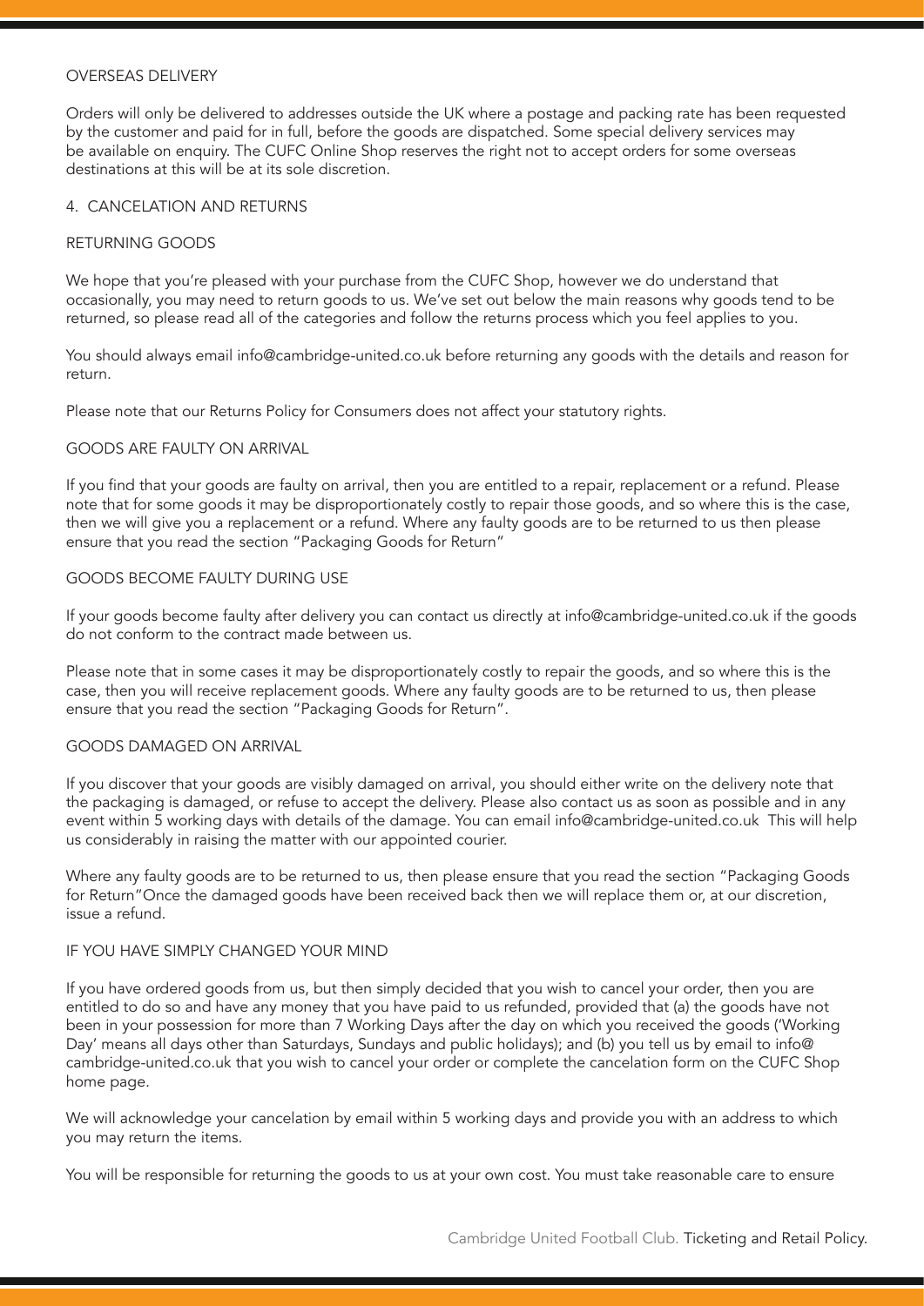## OVERSEAS DELIVERY

Orders will only be delivered to addresses outside the UK where a postage and packing rate has been requested by the customer and paid for in full, before the goods are dispatched. Some special delivery services may be available on enquiry. The CUFC Online Shop reserves the right not to accept orders for some overseas destinations at this will be at its sole discretion.

## 4. CANCELATION AND RETURNS

### RETURNING GOODS

We hope that you're pleased with your purchase from the CUFC Shop, however we do understand that occasionally, you may need to return goods to us. We've set out below the main reasons why goods tend to be returned, so please read all of the categories and follow the returns process which you feel applies to you.

You should always email info@cambridge-united.co.uk before returning any goods with the details and reason for return.

Please note that our Returns Policy for Consumers does not affect your statutory rights.

### GOODS ARE FAULTY ON ARRIVAL

If you find that your goods are faulty on arrival, then you are entitled to a repair, replacement or a refund. Please note that for some goods it may be disproportionately costly to repair those goods, and so where this is the case, then we will give you a replacement or a refund. Where any faulty goods are to be returned to us then please ensure that you read the section "Packaging Goods for Return"

### GOODS BECOME FAULTY DURING USE

If your goods become faulty after delivery you can contact us directly at info@cambridge-united.co.uk if the goods do not conform to the contract made between us.

Please note that in some cases it may be disproportionately costly to repair the goods, and so where this is the case, then you will receive replacement goods. Where any faulty goods are to be returned to us, then please ensure that you read the section "Packaging Goods for Return".

### GOODS DAMAGED ON ARRIVAL

If you discover that your goods are visibly damaged on arrival, you should either write on the delivery note that the packaging is damaged, or refuse to accept the delivery. Please also contact us as soon as possible and in any event within 5 working days with details of the damage. You can email info@cambridge-united.co.uk This will help us considerably in raising the matter with our appointed courier.

Where any faulty goods are to be returned to us, then please ensure that you read the section "Packaging Goods for Return"Once the damaged goods have been received back then we will replace them or, at our discretion, issue a refund.

### IF YOU HAVE SIMPLY CHANGED YOUR MIND

If you have ordered goods from us, but then simply decided that you wish to cancel your order, then you are entitled to do so and have any money that you have paid to us refunded, provided that (a) the goods have not been in your possession for more than 7 Working Days after the day on which you received the goods ('Working Day' means all days other than Saturdays, Sundays and public holidays); and (b) you tell us by email to info@cambridge-united.co.uk that you wish to cancel your order or complete the cancelation form on the CUFC Shop home page.

We will acknowledge your cancelation by email within 5 working days and provide you with an address to which you may return the items.

You will be responsible for returning the goods to us at your own cost. You must take reasonable care to ensure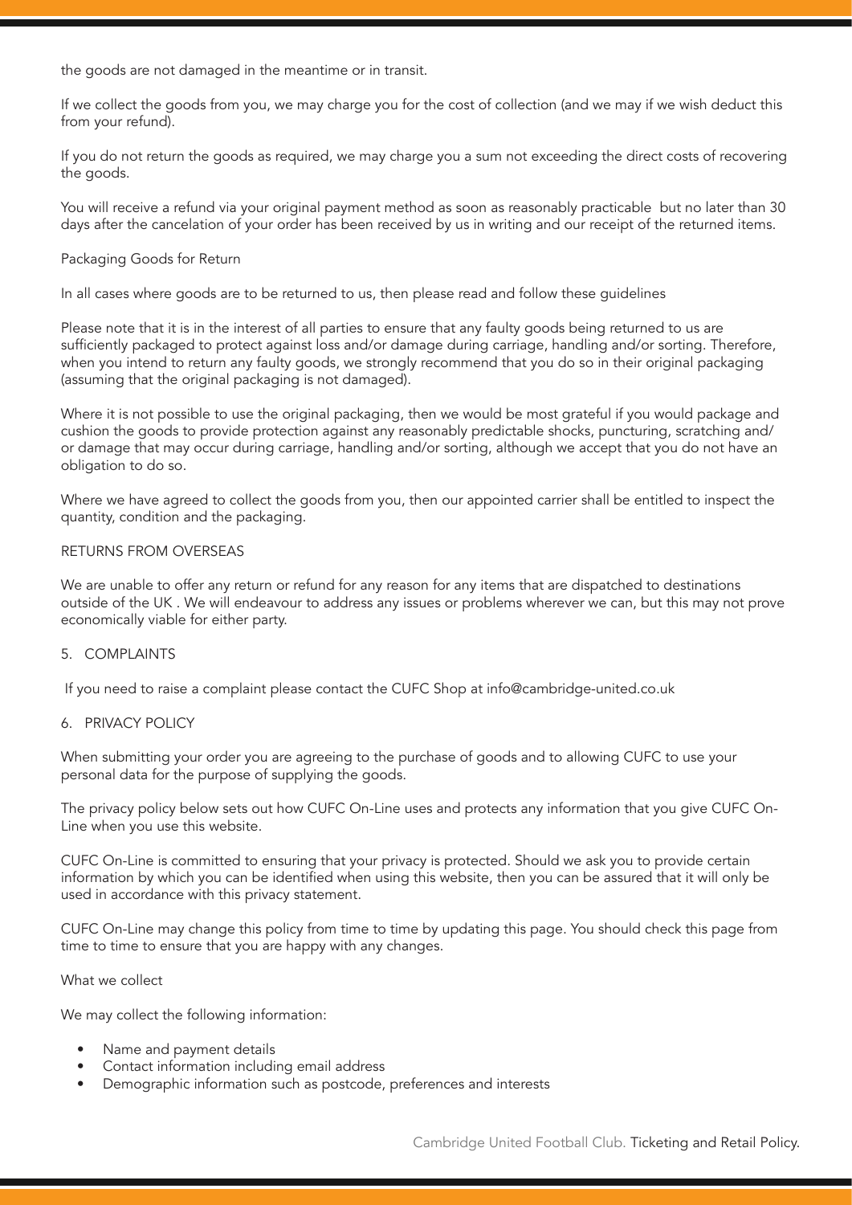the goods are not damaged in the meantime or in transit.

If we collect the goods from you, we may charge you for the cost of collection (and we may if we wish deduct this from your refund).

If you do not return the goods as required, we may charge you a sum not exceeding the direct costs of recovering the goods.

You will receive a refund via your original payment method as soon as reasonably practicable but no later than 30 days after the cancelation of your order has been received by us in writing and our receipt of the returned items.

Packaging Goods for Return

In all cases where goods are to be returned to us, then please read and follow these guidelines

Please note that it is in the interest of all parties to ensure that any faulty goods being returned to us are sufficiently packaged to protect against loss and/or damage during carriage, handling and/or sorting. Therefore, when you intend to return any faulty goods, we strongly recommend that you do so in their original packaging (assuming that the original packaging is not damaged).

Where it is not possible to use the original packaging, then we would be most grateful if you would package and cushion the goods to provide protection against any reasonably predictable shocks, puncturing, scratching and/or damage that may occur during carriage, handling and/or sorting, although we accept that you do not have an obligation to do so.

Where we have agreed to collect the goods from you, then our appointed carrier shall be entitled to inspect the quantity, condition and the packaging.

RETURNS FROM OVERSEAS

We are unable to offer any return or refund for any reason for any items that are dispatched to destinations outside of the UK . We will endeavour to address any issues or problems wherever we can, but this may not prove economically viable for either party.

## 5. COMPLAINTS

If you need to raise a complaint please contact the CUFC Shop at info@cambridge-united.co.uk

## 6. PRIVACY POLICY

When submitting your order you are agreeing to the purchase of goods and to allowing CUFC to use your personal data for the purpose of supplying the goods.

The privacy policy below sets out how CUFC On-Line uses and protects any information that you give CUFC On-Line when you use this website.

CUFC On-Line is committed to ensuring that your privacy is protected. Should we ask you to provide certain information by which you can be identified when using this website, then you can be assured that it will only be used in accordance with this privacy statement.

CUFC On-Line may change this policy from time to time by updating this page. You should check this page from time to time to ensure that you are happy with any changes.

What we collect

We may collect the following information:

- Name and payment details
- Contact information including email address
- Demographic information such as postcode, preferences and interests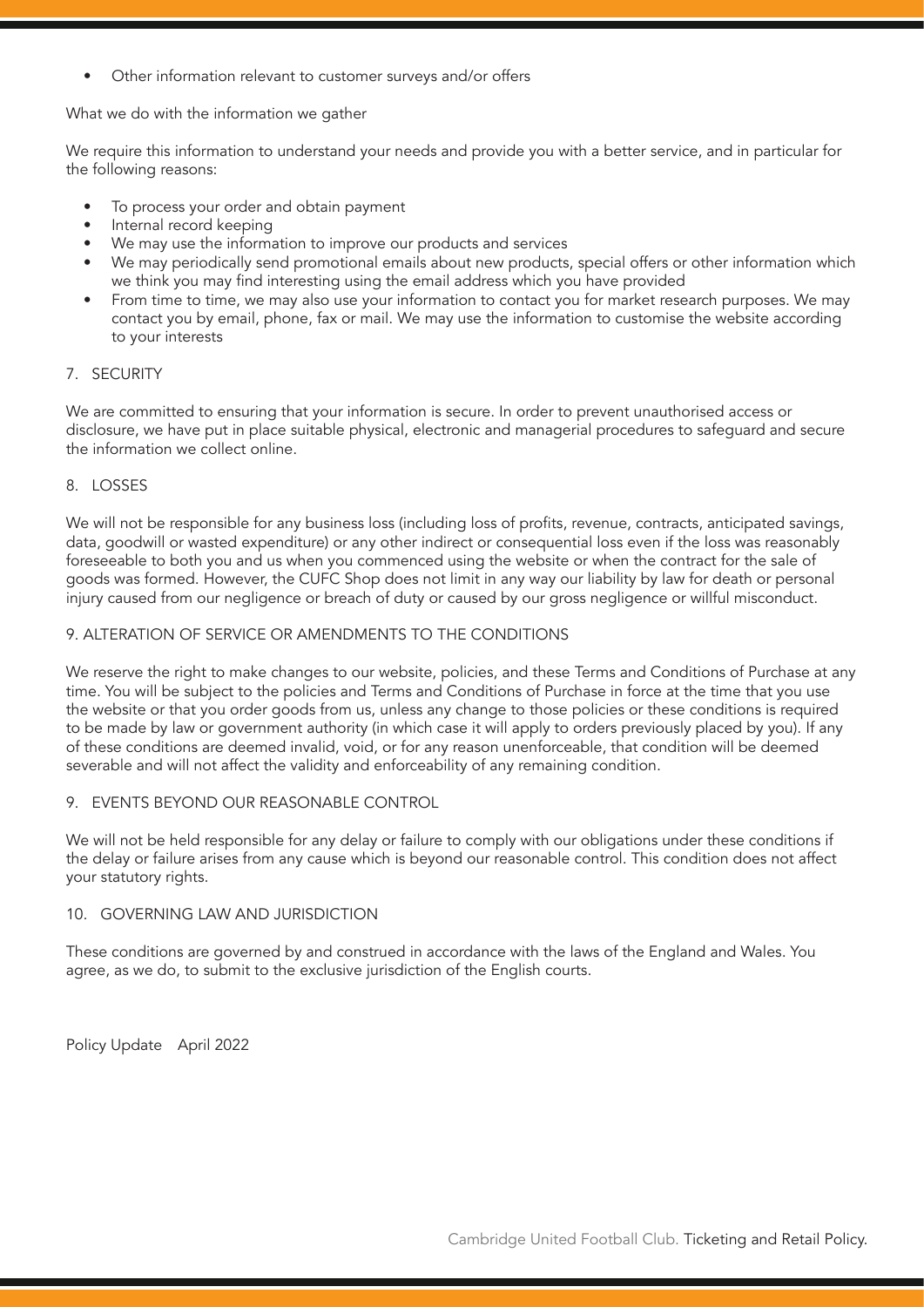- Other information relevant to customer surveys and/or offers

What we do with the information we gather

We require this information to understand your needs and provide you with a better service, and in particular for the following reasons:

- To process your order and obtain payment
- Internal record keeping
- We may use the information to improve our products and services
- We may periodically send promotional emails about new products, special offers or other information which we think you may find interesting using the email address which you have provided
- From time to time, we may also use your information to contact you for market research purposes. We may contact you by email, phone, fax or mail. We may use the information to customise the website according to your interests

## 7. SECURITY

We are committed to ensuring that your information is secure. In order to prevent unauthorised access or disclosure, we have put in place suitable physical, electronic and managerial procedures to safeguard and secure the information we collect online.

## 8. LOSSES

We will not be responsible for any business loss (including loss of profits, revenue, contracts, anticipated savings, data, goodwill or wasted expenditure) or any other indirect or consequential loss even if the loss was reasonably foreseeable to both you and us when you commenced using the website or when the contract for the sale of goods was formed. However, the CUFC Shop does not limit in any way our liability by law for death or personal injury caused from our negligence or breach of duty or caused by our gross negligence or willful misconduct.

## 9. ALTERATION OF SERVICE OR AMENDMENTS TO THE CONDITIONS

We reserve the right to make changes to our website, policies, and these Terms and Conditions of Purchase at any time. You will be subject to the policies and Terms and Conditions of Purchase in force at the time that you use the website or that you order goods from us, unless any change to those policies or these conditions is required to be made by law or government authority (in which case it will apply to orders previously placed by you). If any of these conditions are deemed invalid, void, or for any reason unenforceable, that condition will be deemed severable and will not affect the validity and enforceability of any remaining condition.

## 9. EVENTS BEYOND OUR REASONABLE CONTROL

We will not be held responsible for any delay or failure to comply with our obligations under these conditions if the delay or failure arises from any cause which is beyond our reasonable control. This condition does not affect your statutory rights.

## 10. GOVERNING LAW AND JURISDICTION

These conditions are governed by and construed in accordance with the laws of the England and Wales. You agree, as we do, to submit to the exclusive jurisdiction of the English courts.

Policy Update April 2022